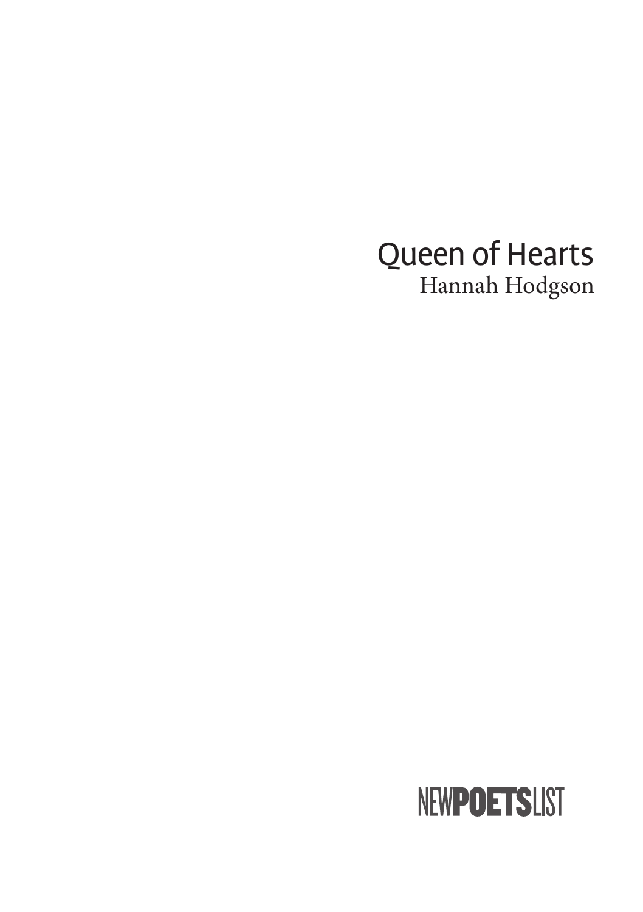# Queen of Hearts

Hannah Hodgson

NEW**POETS**LIST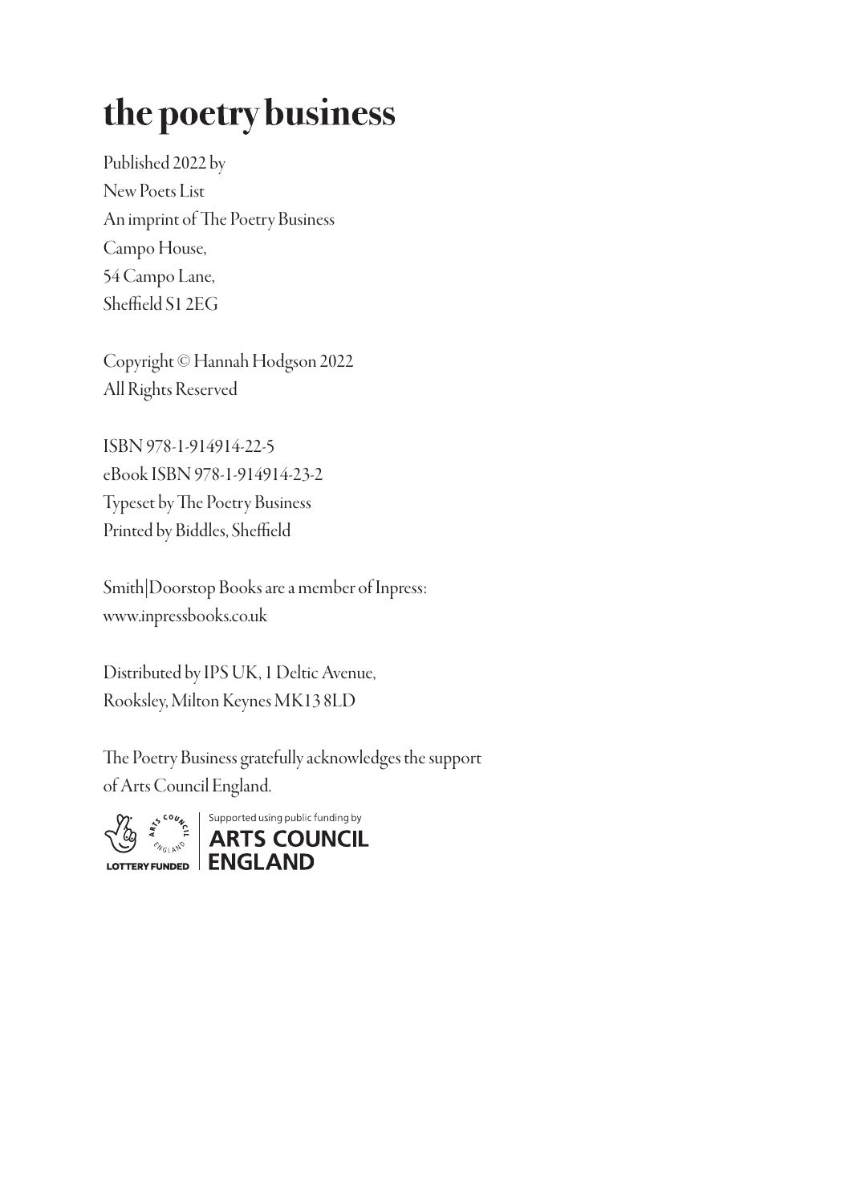# the poetry business

Published 2022 by
New Poets List
An imprint of The Poetry Business
Campo House,
54 Campo Lane,
Sheffield S1 2EG

Copyright © Hannah Hodgson 2022
All Rights Reserved

ISBN 978-1-914914-22-5
eBook ISBN 978-1-914914-23-2
Typeset by The Poetry Business
Printed by Biddles, Sheffield

Smith|Doorstop Books are a member of Inpress:
www.inpressbooks.co.uk

Distributed by IPS UK, 1 Deltic Avenue,
Rooksley, Milton Keynes MK13 8LD

The Poetry Business gratefully acknowledges the support of Arts Council England.

LOTTERY FUNDED | Supported using public funding by ARTS COUNCIL ENGLAND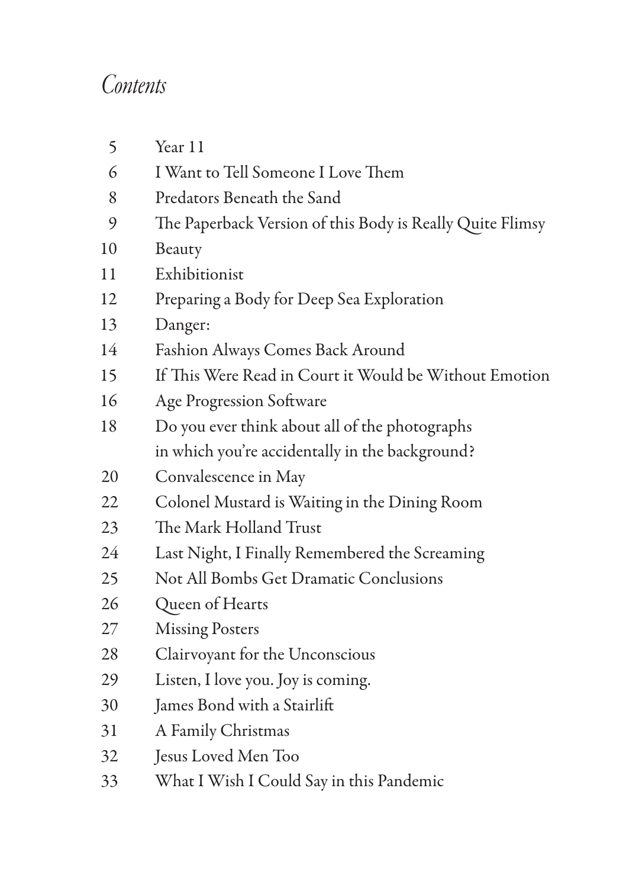# *Contents*

| | |
|---|---|
| 5 | Year 11 |
| 6 | I Want to Tell Someone I Love Them |
| 8 | Predators Beneath the Sand |
| 9 | The Paperback Version of this Body is Really Quite Flimsy |
| 10 | Beauty |
| 11 | Exhibitionist |
| 12 | Preparing a Body for Deep Sea Exploration |
| 13 | Danger: |
| 14 | Fashion Always Comes Back Around |
| 15 | If This Were Read in Court it Would be Without Emotion |
| 16 | Age Progression Software |
| 18 | Do you ever think about all of the photographs in which you're accidentally in the background? |
| 20 | Convalescence in May |
| 22 | Colonel Mustard is Waiting in the Dining Room |
| 23 | The Mark Holland Trust |
| 24 | Last Night, I Finally Remembered the Screaming |
| 25 | Not All Bombs Get Dramatic Conclusions |
| 26 | Queen of Hearts |
| 27 | Missing Posters |
| 28 | Clairvoyant for the Unconscious |
| 29 | Listen, I love you. Joy is coming. |
| 30 | James Bond with a Stairlift |
| 31 | A Family Christmas |
| 32 | Jesus Loved Men Too |
| 33 | What I Wish I Could Say in this Pandemic |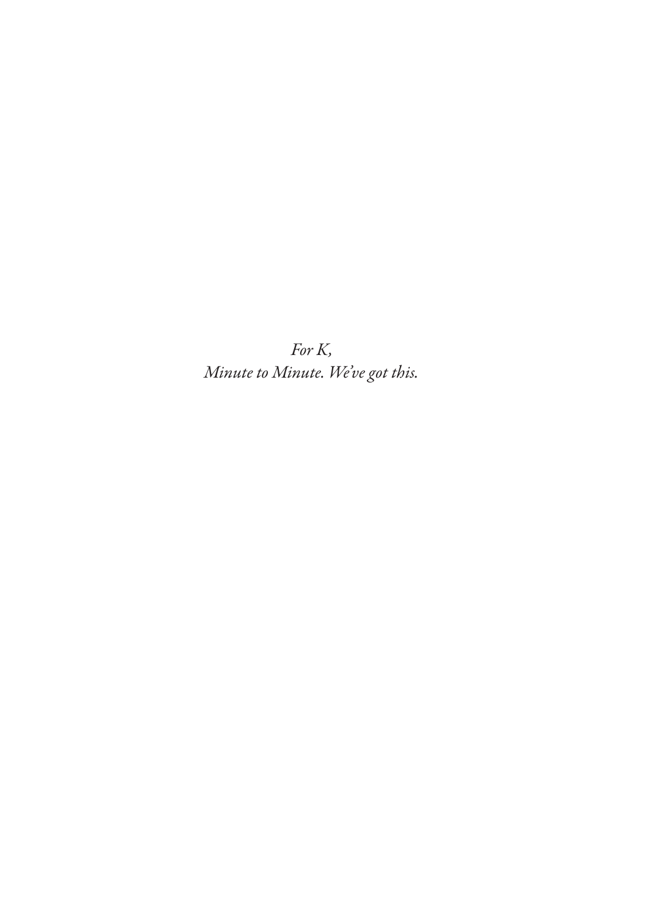*For K,*
*Minute to Minute. We've got this.*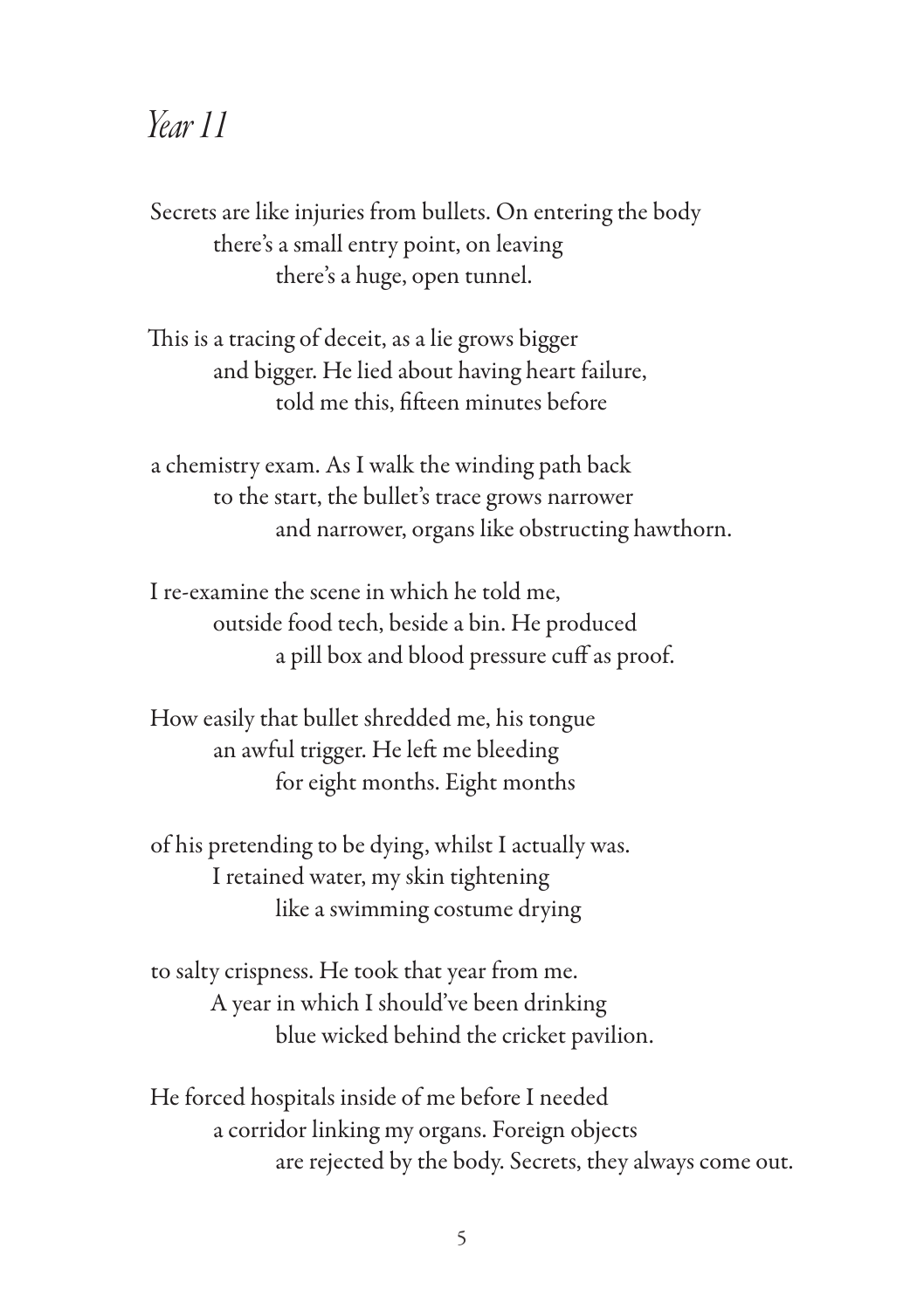# *Year 11*

Secrets are like injuries from bullets. On entering the body  
there's a small entry point, on leaving  
there's a huge, open tunnel.

This is a tracing of deceit, as a lie grows bigger  
and bigger. He lied about having heart failure,  
told me this, fifteen minutes before

a chemistry exam. As I walk the winding path back  
to the start, the bullet's trace grows narrower  
and narrower, organs like obstructing hawthorn.

I re-examine the scene in which he told me,  
outside food tech, beside a bin. He produced  
a pill box and blood pressure cuff as proof.

How easily that bullet shredded me, his tongue  
an awful trigger. He left me bleeding  
for eight months. Eight months

of his pretending to be dying, whilst I actually was.  
I retained water, my skin tightening  
like a swimming costume drying

to salty crispness. He took that year from me.  
A year in which I should've been drinking  
blue wicked behind the cricket pavilion.

He forced hospitals inside of me before I needed  
a corridor linking my organs. Foreign objects  
are rejected by the body. Secrets, they always come out.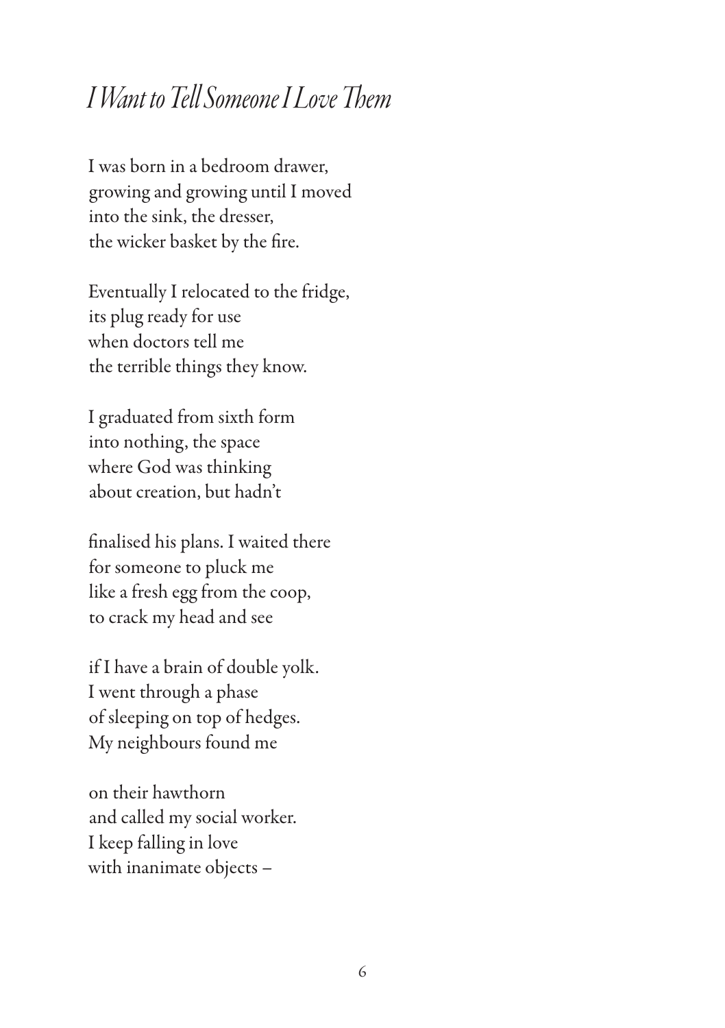# *I Want to Tell Someone I Love Them*

I was born in a bedroom drawer,
growing and growing until I moved
into the sink, the dresser,
the wicker basket by the fire.

Eventually I relocated to the fridge,
its plug ready for use
when doctors tell me
the terrible things they know.

I graduated from sixth form
into nothing, the space
where God was thinking
about creation, but hadn't

finalised his plans. I waited there
for someone to pluck me
like a fresh egg from the coop,
to crack my head and see

if I have a brain of double yolk.
I went through a phase
of sleeping on top of hedges.
My neighbours found me

on their hawthorn
and called my social worker.
I keep falling in love
with inanimate objects –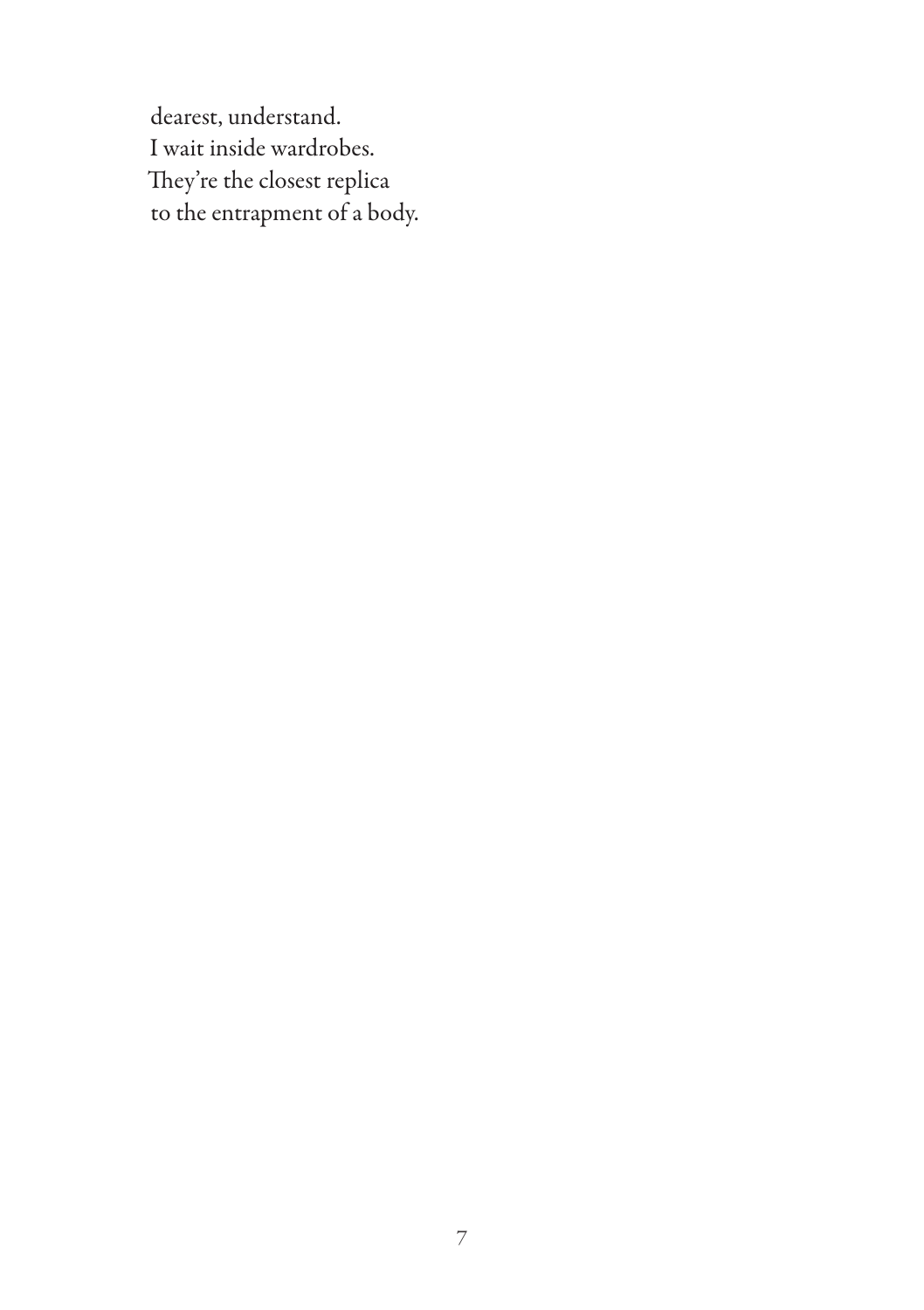dearest, understand.  
I wait inside wardrobes.  
They're the closest replica  
to the entrapment of a body.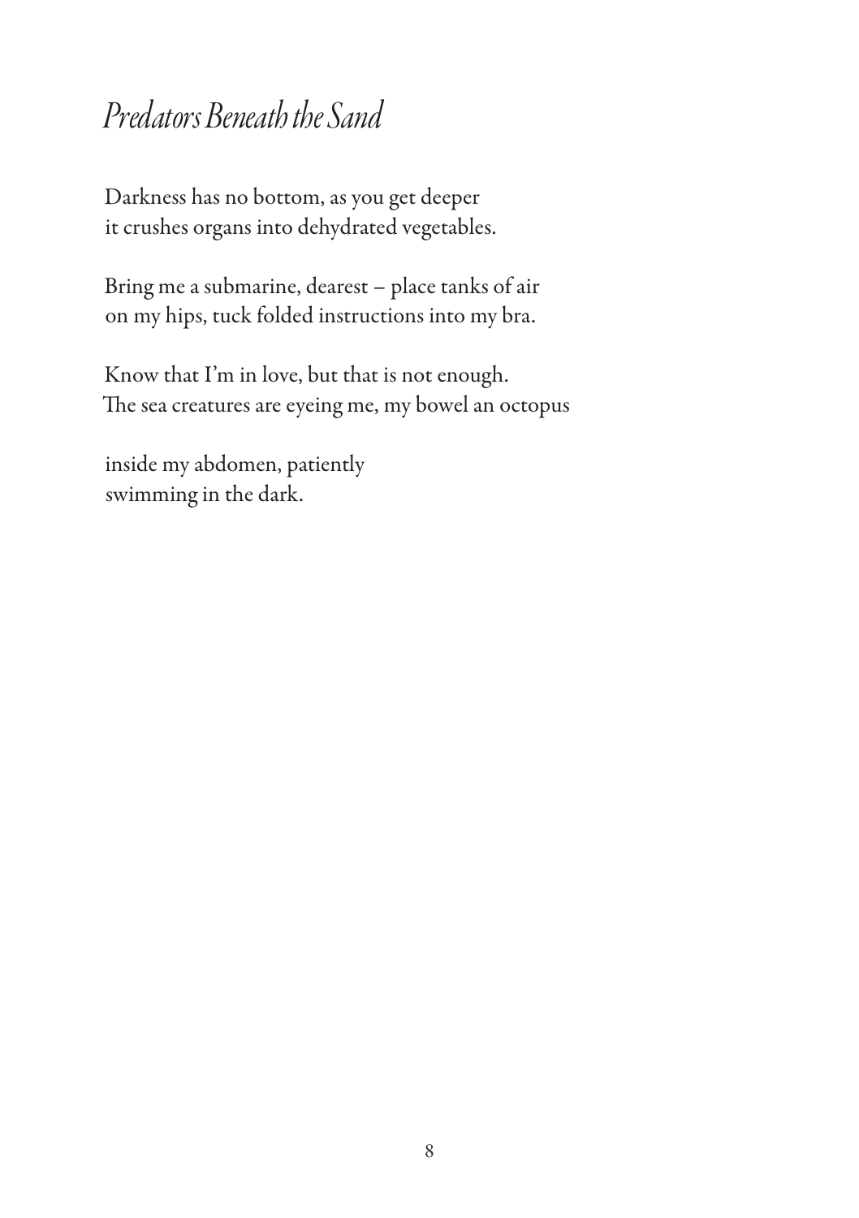## *Predators Beneath the Sand*

Darkness has no bottom, as you get deeper  
it crushes organs into dehydrated vegetables.

Bring me a submarine, dearest – place tanks of air  
on my hips, tuck folded instructions into my bra.

Know that I'm in love, but that is not enough.  
The sea creatures are eyeing me, my bowel an octopus

inside my abdomen, patiently  
swimming in the dark.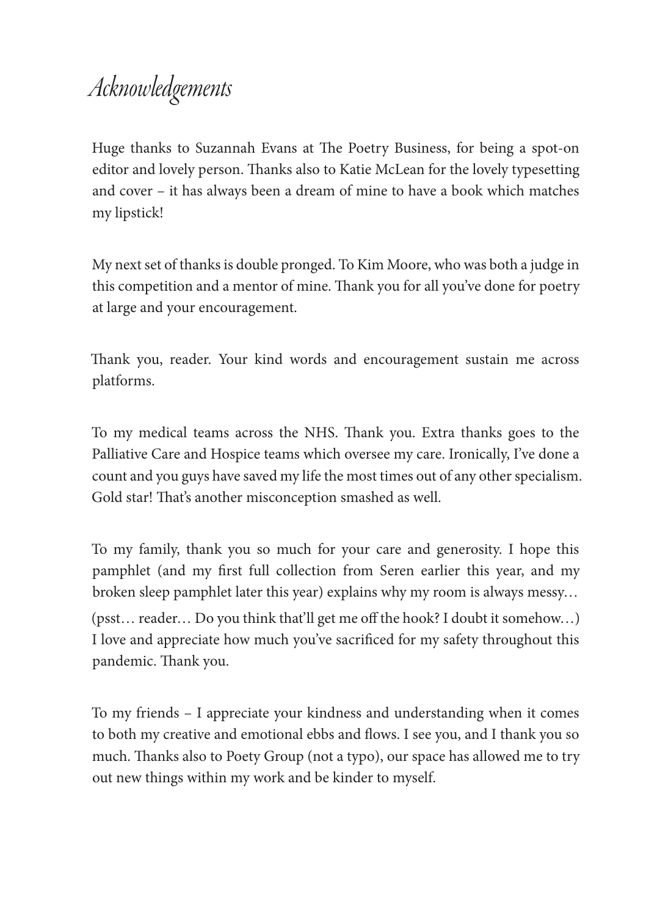# *Acknowledgements*

Huge thanks to Suzannah Evans at The Poetry Business, for being a spot-on editor and lovely person. Thanks also to Katie McLean for the lovely typesetting and cover – it has always been a dream of mine to have a book which matches my lipstick!

My next set of thanks is double pronged. To Kim Moore, who was both a judge in this competition and a mentor of mine. Thank you for all you've done for poetry at large and your encouragement.

Thank you, reader. Your kind words and encouragement sustain me across platforms.

To my medical teams across the NHS. Thank you. Extra thanks goes to the Palliative Care and Hospice teams which oversee my care. Ironically, I've done a count and you guys have saved my life the most times out of any other specialism. Gold star! That's another misconception smashed as well.

To my family, thank you so much for your care and generosity. I hope this pamphlet (and my first full collection from Seren earlier this year, and my broken sleep pamphlet later this year) explains why my room is always messy… (psst… reader… Do you think that'll get me off the hook? I doubt it somehow…) I love and appreciate how much you've sacrificed for my safety throughout this pandemic. Thank you.

To my friends – I appreciate your kindness and understanding when it comes to both my creative and emotional ebbs and flows. I see you, and I thank you so much. Thanks also to Poety Group (not a typo), our space has allowed me to try out new things within my work and be kinder to myself.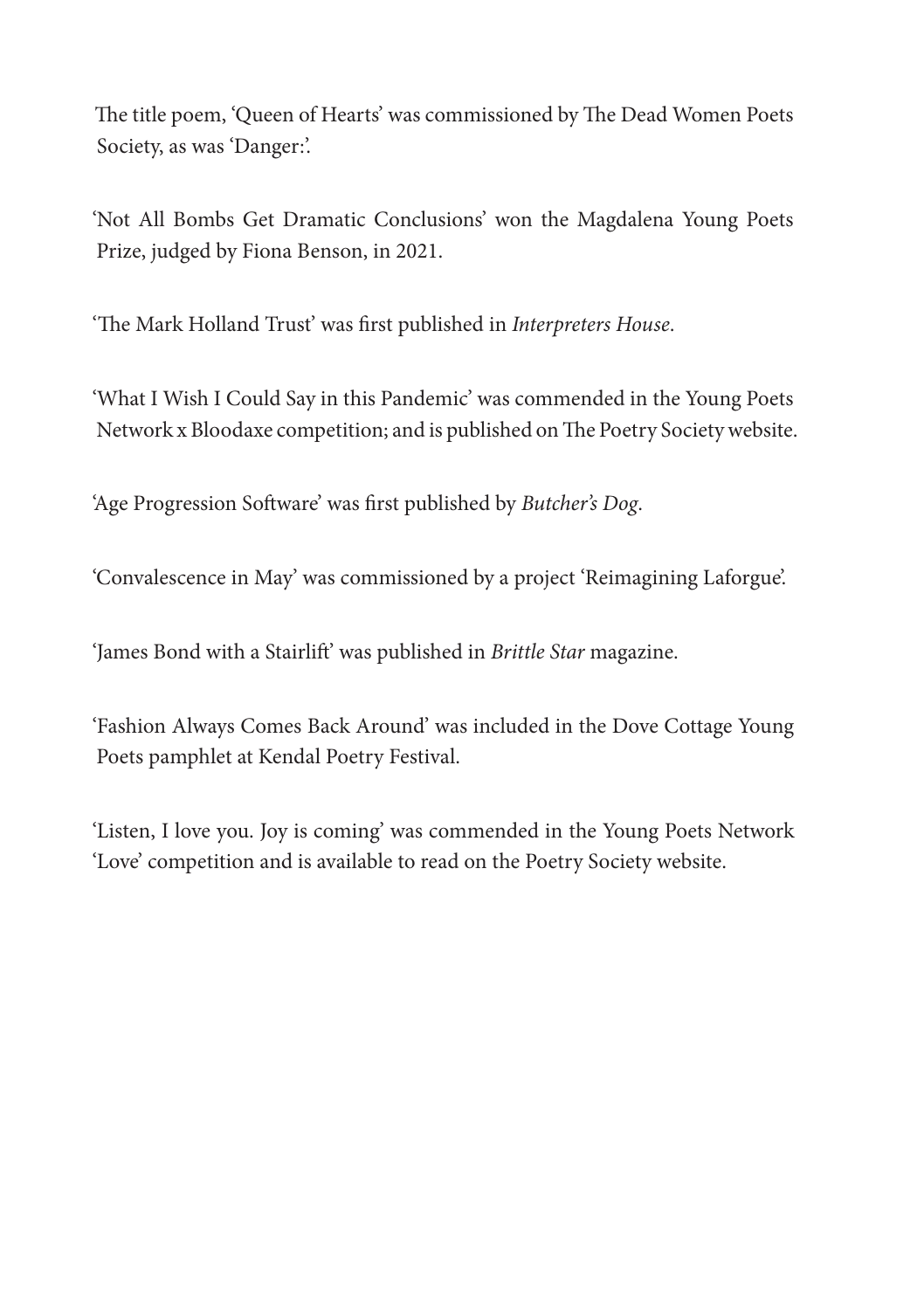The title poem, 'Queen of Hearts' was commissioned by The Dead Women Poets Society, as was 'Danger:'.

'Not All Bombs Get Dramatic Conclusions' won the Magdalena Young Poets Prize, judged by Fiona Benson, in 2021.

'The Mark Holland Trust' was first published in *Interpreters House*.

'What I Wish I Could Say in this Pandemic' was commended in the Young Poets Network x Bloodaxe competition; and is published on The Poetry Society website.

'Age Progression Software' was first published by *Butcher's Dog*.

'Convalescence in May' was commissioned by a project 'Reimagining Laforgue'.

'James Bond with a Stairlift' was published in *Brittle Star* magazine.

'Fashion Always Comes Back Around' was included in the Dove Cottage Young Poets pamphlet at Kendal Poetry Festival.

'Listen, I love you. Joy is coming' was commended in the Young Poets Network 'Love' competition and is available to read on the Poetry Society website.